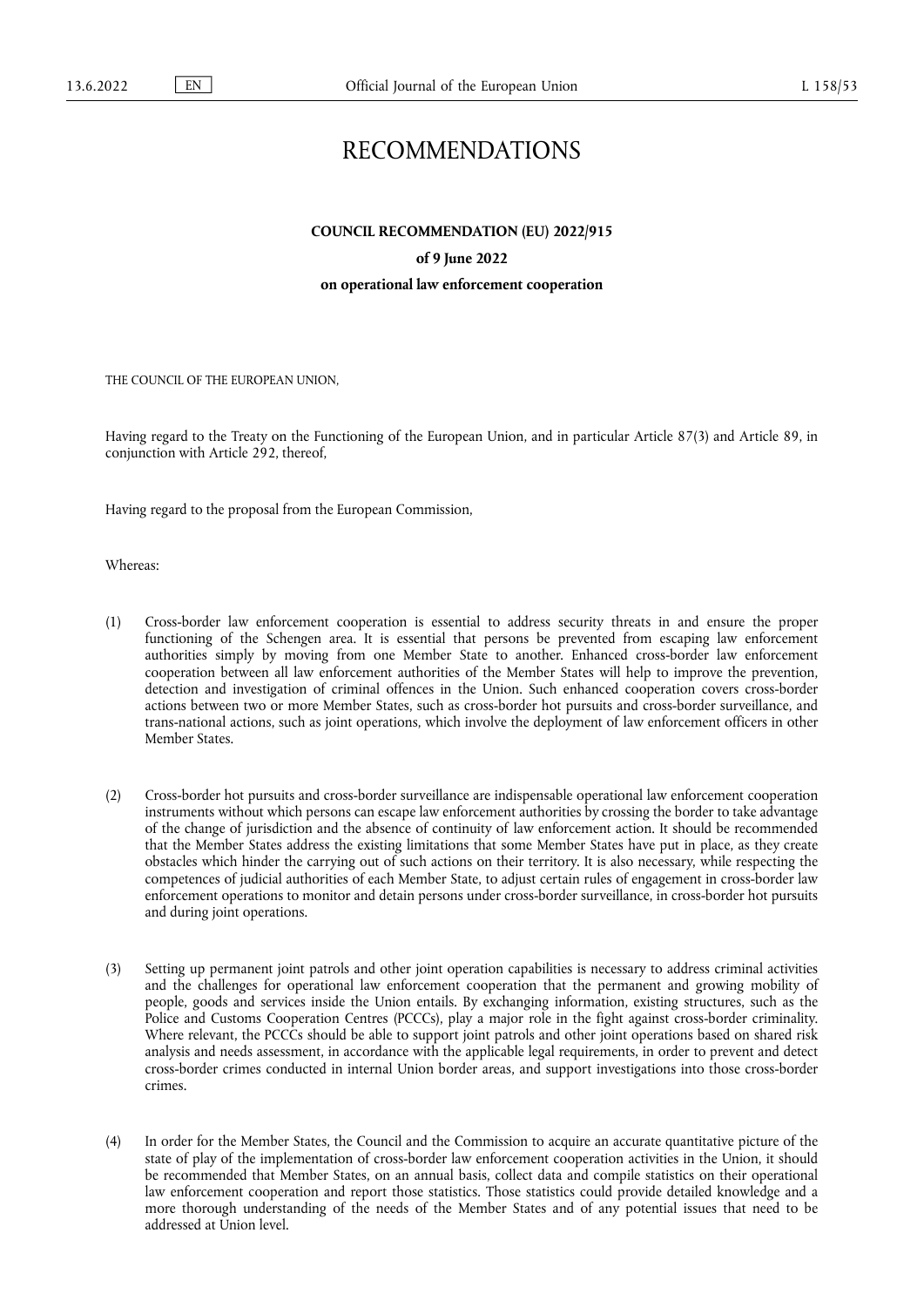# RECOMMENDATIONS

## COUNCIL RECOMMENDATION (EU) 2022/915

### of 9 June 2022

### on operational law enforcement cooperation

THE COUNCIL OF THE EUROPEAN UNION,

Having regard to the Treaty on the Functioning of the European Union, and in particular Article 87(3) and Article 89, in conjunction with Article 292, thereof,

Having regard to the proposal from the European Commission,

Whereas:

(1) Cross-border law enforcement cooperation is essential to address security threats in and ensure the proper functioning of the Schengen area. It is essential that persons be prevented from escaping law enforcement authorities simply by moving from one Member State to another. Enhanced cross-border law enforcement cooperation between all law enforcement authorities of the Member States will help to improve the prevention, detection and investigation of criminal offences in the Union. Such enhanced cooperation covers cross-border actions between two or more Member States, such as cross-border hot pursuits and cross-border surveillance, and trans-national actions, such as joint operations, which involve the deployment of law enforcement officers in other Member States.

(2) Cross-border hot pursuits and cross-border surveillance are indispensable operational law enforcement cooperation instruments without which persons can escape law enforcement authorities by crossing the border to take advantage of the change of jurisdiction and the absence of continuity of law enforcement action. It should be recommended that the Member States address the existing limitations that some Member States have put in place, as they create obstacles which hinder the carrying out of such actions on their territory. It is also necessary, while respecting the competences of judicial authorities of each Member State, to adjust certain rules of engagement in cross-border law enforcement operations to monitor and detain persons under cross-border surveillance, in cross-border hot pursuits and during joint operations.

(3) Setting up permanent joint patrols and other joint operation capabilities is necessary to address criminal activities and the challenges for operational law enforcement cooperation that the permanent and growing mobility of people, goods and services inside the Union entails. By exchanging information, existing structures, such as the Police and Customs Cooperation Centres (PCCCs), play a major role in the fight against cross-border criminality. Where relevant, the PCCCs should be able to support joint patrols and other joint operations based on shared risk analysis and needs assessment, in accordance with the applicable legal requirements, in order to prevent and detect cross-border crimes conducted in internal Union border areas, and support investigations into those cross-border crimes.

(4) In order for the Member States, the Council and the Commission to acquire an accurate quantitative picture of the state of play of the implementation of cross-border law enforcement cooperation activities in the Union, it should be recommended that Member States, on an annual basis, collect data and compile statistics on their operational law enforcement cooperation and report those statistics. Those statistics could provide detailed knowledge and a more thorough understanding of the needs of the Member States and of any potential issues that need to be addressed at Union level.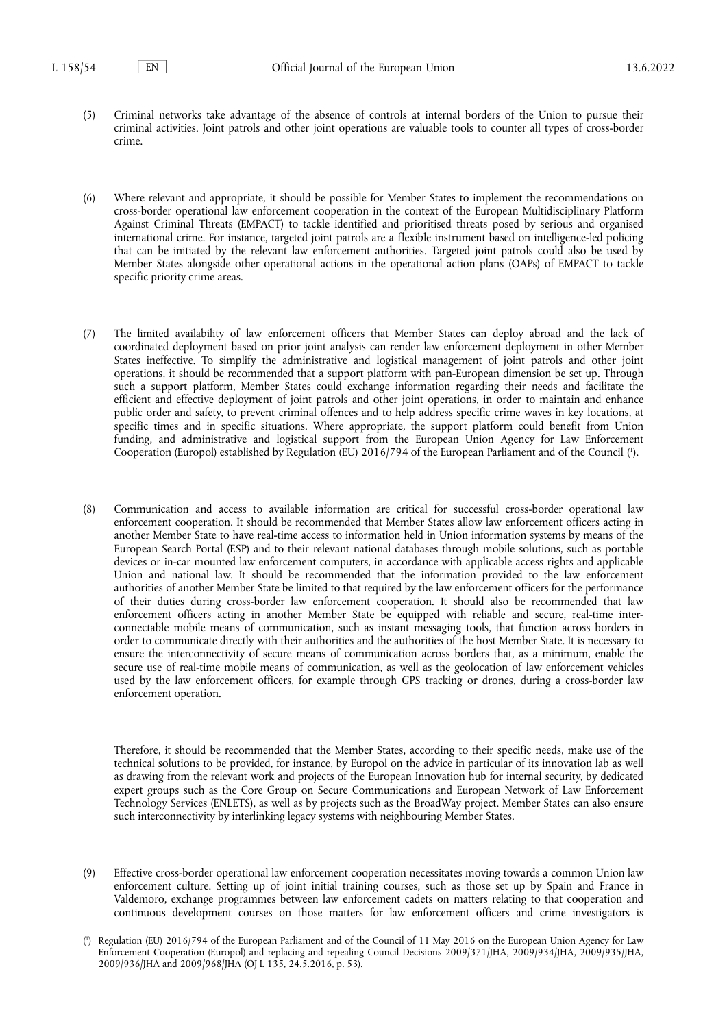(5) Criminal networks take advantage of the absence of controls at internal borders of the Union to pursue their criminal activities. Joint patrols and other joint operations are valuable tools to counter all types of cross-border crime.

(6) Where relevant and appropriate, it should be possible for Member States to implement the recommendations on cross-border operational law enforcement cooperation in the context of the European Multidisciplinary Platform Against Criminal Threats (EMPACT) to tackle identified and prioritised threats posed by serious and organised international crime. For instance, targeted joint patrols are a flexible instrument based on intelligence-led policing that can be initiated by the relevant law enforcement authorities. Targeted joint patrols could also be used by Member States alongside other operational actions in the operational action plans (OAPs) of EMPACT to tackle specific priority crime areas.

(7) The limited availability of law enforcement officers that Member States can deploy abroad and the lack of coordinated deployment based on prior joint analysis can render law enforcement deployment in other Member States ineffective. To simplify the administrative and logistical management of joint patrols and other joint operations, it should be recommended that a support platform with pan-European dimension be set up. Through such a support platform, Member States could exchange information regarding their needs and facilitate the efficient and effective deployment of joint patrols and other joint operations, in order to maintain and enhance public order and safety, to prevent criminal offences and to help address specific crime waves in key locations, at specific times and in specific situations. Where appropriate, the support platform could benefit from Union funding, and administrative and logistical support from the European Union Agency for Law Enforcement Cooperation (Europol) established by Regulation (EU) 2016/794 of the European Parliament and of the Council ([1]).

(8) Communication and access to available information are critical for successful cross-border operational law enforcement cooperation. It should be recommended that Member States allow law enforcement officers acting in another Member State to have real-time access to information held in Union information systems by means of the European Search Portal (ESP) and to their relevant national databases through mobile solutions, such as portable devices or in-car mounted law enforcement computers, in accordance with applicable access rights and applicable Union and national law. It should be recommended that the information provided to the law enforcement authorities of another Member State be limited to that required by the law enforcement officers for the performance of their duties during cross-border law enforcement cooperation. It should also be recommended that law enforcement officers acting in another Member State be equipped with reliable and secure, real-time inter-connectable mobile means of communication, such as instant messaging tools, that function across borders in order to communicate directly with their authorities and the authorities of the host Member State. It is necessary to ensure the interconnectivity of secure means of communication across borders that, as a minimum, enable the secure use of real-time mobile means of communication, as well as the geolocation of law enforcement vehicles used by the law enforcement officers, for example through GPS tracking or drones, during a cross-border law enforcement operation.

Therefore, it should be recommended that the Member States, according to their specific needs, make use of the technical solutions to be provided, for instance, by Europol on the advice in particular of its innovation lab as well as drawing from the relevant work and projects of the European Innovation hub for internal security, by dedicated expert groups such as the Core Group on Secure Communications and European Network of Law Enforcement Technology Services (ENLETS), as well as by projects such as the BroadWay project. Member States can also ensure such interconnectivity by interlinking legacy systems with neighbouring Member States.

(9) Effective cross-border operational law enforcement cooperation necessitates moving towards a common Union law enforcement culture. Setting up of joint initial training courses, such as those set up by Spain and France in Valdemoro, exchange programmes between law enforcement cadets on matters relating to that cooperation and continuous development courses on those matters for law enforcement officers and crime investigators is

---

([1]) Regulation (EU) 2016/794 of the European Parliament and of the Council of 11 May 2016 on the European Union Agency for Law Enforcement Cooperation (Europol) and replacing and repealing Council Decisions 2009/371/JHA, 2009/934/JHA, 2009/935/JHA, 2009/936/JHA and 2009/968/JHA (OJ L 135, 24.5.2016, p. 53).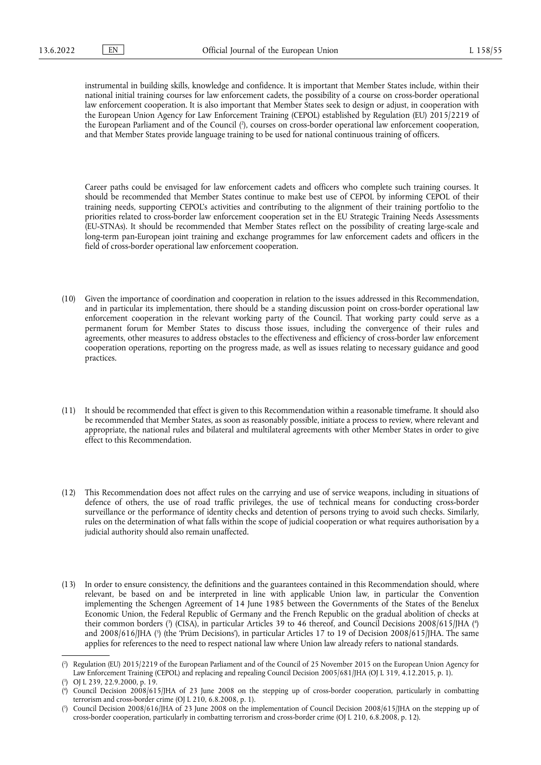instrumental in building skills, knowledge and confidence. It is important that Member States include, within their national initial training courses for law enforcement cadets, the possibility of a course on cross-border operational law enforcement cooperation. It is also important that Member States seek to design or adjust, in cooperation with the European Union Agency for Law Enforcement Training (CEPOL) established by Regulation (EU) 2015/2219 of the European Parliament and of the Council [2], courses on cross-border operational law enforcement cooperation, and that Member States provide language training to be used for national continuous training of officers.

Career paths could be envisaged for law enforcement cadets and officers who complete such training courses. It should be recommended that Member States continue to make best use of CEPOL by informing CEPOL of their training needs, supporting CEPOL's activities and contributing to the alignment of their training portfolio to the priorities related to cross-border law enforcement cooperation set in the EU Strategic Training Needs Assessments (EU-STNAs). It should be recommended that Member States reflect on the possibility of creating large-scale and long-term pan-European joint training and exchange programmes for law enforcement cadets and officers in the field of cross-border operational law enforcement cooperation.

(10) Given the importance of coordination and cooperation in relation to the issues addressed in this Recommendation, and in particular its implementation, there should be a standing discussion point on cross-border operational law enforcement cooperation in the relevant working party of the Council. That working party could serve as a permanent forum for Member States to discuss those issues, including the convergence of their rules and agreements, other measures to address obstacles to the effectiveness and efficiency of cross-border law enforcement cooperation operations, reporting on the progress made, as well as issues relating to necessary guidance and good practices.

(11) It should be recommended that effect is given to this Recommendation within a reasonable timeframe. It should also be recommended that Member States, as soon as reasonably possible, initiate a process to review, where relevant and appropriate, the national rules and bilateral and multilateral agreements with other Member States in order to give effect to this Recommendation.

(12) This Recommendation does not affect rules on the carrying and use of service weapons, including in situations of defence of others, the use of road traffic privileges, the use of technical means for conducting cross-border surveillance or the performance of identity checks and detention of persons trying to avoid such checks. Similarly, rules on the determination of what falls within the scope of judicial cooperation or what requires authorisation by a judicial authority should also remain unaffected.

(13) In order to ensure consistency, the definitions and the guarantees contained in this Recommendation should, where relevant, be based on and be interpreted in line with applicable Union law, in particular the Convention implementing the Schengen Agreement of 14 June 1985 between the Governments of the States of the Benelux Economic Union, the Federal Republic of Germany and the French Republic on the gradual abolition of checks at their common borders [3] (CISA), in particular Articles 39 to 46 thereof, and Council Decisions 2008/615/JHA [4] and 2008/616/JHA [5] (the 'Prüm Decisions'), in particular Articles 17 to 19 of Decision 2008/615/JHA. The same applies for references to the need to respect national law where Union law already refers to national standards.

---

[2] Regulation (EU) 2015/2219 of the European Parliament and of the Council of 25 November 2015 on the European Union Agency for Law Enforcement Training (CEPOL) and replacing and repealing Council Decision 2005/681/JHA (OJ L 319, 4.12.2015, p. 1).

[3] OJ L 239, 22.9.2000, p. 19.

[4] Council Decision 2008/615/JHA of 23 June 2008 on the stepping up of cross-border cooperation, particularly in combatting terrorism and cross-border crime (OJ L 210, 6.8.2008, p. 1).

[5] Council Decision 2008/616/JHA of 23 June 2008 on the implementation of Council Decision 2008/615/JHA on the stepping up of cross-border cooperation, particularly in combatting terrorism and cross-border crime (OJ L 210, 6.8.2008, p. 12).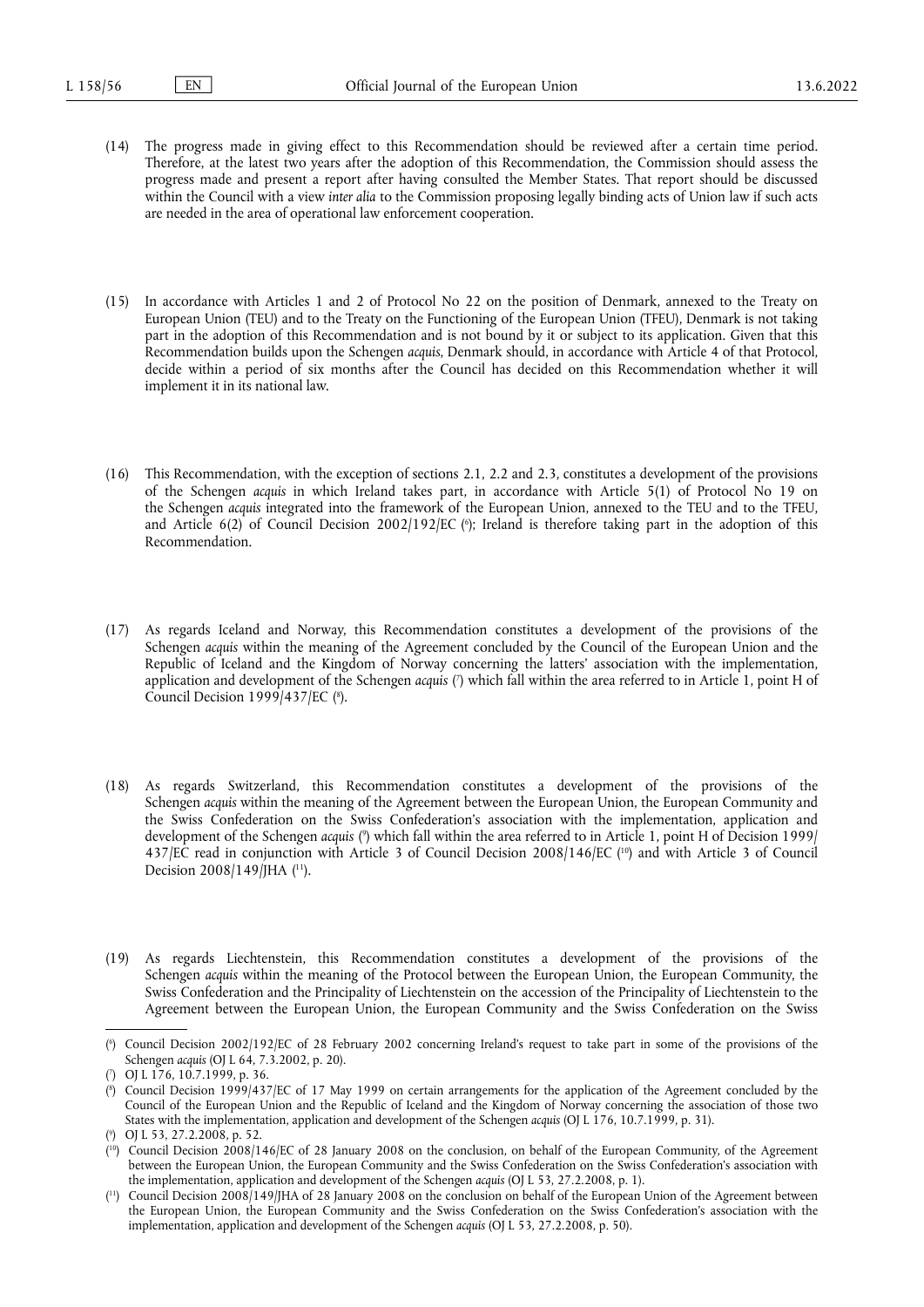(14) The progress made in giving effect to this Recommendation should be reviewed after a certain time period. Therefore, at the latest two years after the adoption of this Recommendation, the Commission should assess the progress made and present a report after having consulted the Member States. That report should be discussed within the Council with a view *inter alia* to the Commission proposing legally binding acts of Union law if such acts are needed in the area of operational law enforcement cooperation.

(15) In accordance with Articles 1 and 2 of Protocol No 22 on the position of Denmark, annexed to the Treaty on European Union (TEU) and to the Treaty on the Functioning of the European Union (TFEU), Denmark is not taking part in the adoption of this Recommendation and is not bound by it or subject to its application. Given that this Recommendation builds upon the Schengen *acquis*, Denmark should, in accordance with Article 4 of that Protocol, decide within a period of six months after the Council has decided on this Recommendation whether it will implement it in its national law.

(16) This Recommendation, with the exception of sections 2.1, 2.2 and 2.3, constitutes a development of the provisions of the Schengen *acquis* in which Ireland takes part, in accordance with Article 5(1) of Protocol No 19 on the Schengen *acquis* integrated into the framework of the European Union, annexed to the TEU and to the TFEU, and Article 6(2) of Council Decision 2002/192/EC [6]; Ireland is therefore taking part in the adoption of this Recommendation.

(17) As regards Iceland and Norway, this Recommendation constitutes a development of the provisions of the Schengen *acquis* within the meaning of the Agreement concluded by the Council of the European Union and the Republic of Iceland and the Kingdom of Norway concerning the latters' association with the implementation, application and development of the Schengen *acquis* [7] which fall within the area referred to in Article 1, point H of Council Decision 1999/437/EC [8].

(18) As regards Switzerland, this Recommendation constitutes a development of the provisions of the Schengen *acquis* within the meaning of the Agreement between the European Union, the European Community and the Swiss Confederation on the Swiss Confederation's association with the implementation, application and development of the Schengen *acquis* [9] which fall within the area referred to in Article 1, point H of Decision 1999/437/EC read in conjunction with Article 3 of Council Decision 2008/146/EC [10] and with Article 3 of Council Decision 2008/149/JHA [11].

(19) As regards Liechtenstein, this Recommendation constitutes a development of the provisions of the Schengen *acquis* within the meaning of the Protocol between the European Union, the European Community, the Swiss Confederation and the Principality of Liechtenstein on the accession of the Principality of Liechtenstein to the Agreement between the European Union, the European Community and the Swiss Confederation on the Swiss

---

[6] Council Decision 2002/192/EC of 28 February 2002 concerning Ireland's request to take part in some of the provisions of the Schengen *acquis* (OJ L 64, 7.3.2002, p. 20).

[7] OJ L 176, 10.7.1999, p. 36.

[8] Council Decision 1999/437/EC of 17 May 1999 on certain arrangements for the application of the Agreement concluded by the Council of the European Union and the Republic of Iceland and the Kingdom of Norway concerning the association of those two States with the implementation, application and development of the Schengen *acquis* (OJ L 176, 10.7.1999, p. 31).

[9] OJ L 53, 27.2.2008, p. 52.

[10] Council Decision 2008/146/EC of 28 January 2008 on the conclusion, on behalf of the European Community, of the Agreement between the European Union, the European Community and the Swiss Confederation on the Swiss Confederation's association with the implementation, application and development of the Schengen *acquis* (OJ L 53, 27.2.2008, p. 1).

[11] Council Decision 2008/149/JHA of 28 January 2008 on the conclusion on behalf of the European Union of the Agreement between the European Union, the European Community and the Swiss Confederation on the Swiss Confederation's association with the implementation, application and development of the Schengen *acquis* (OJ L 53, 27.2.2008, p. 50).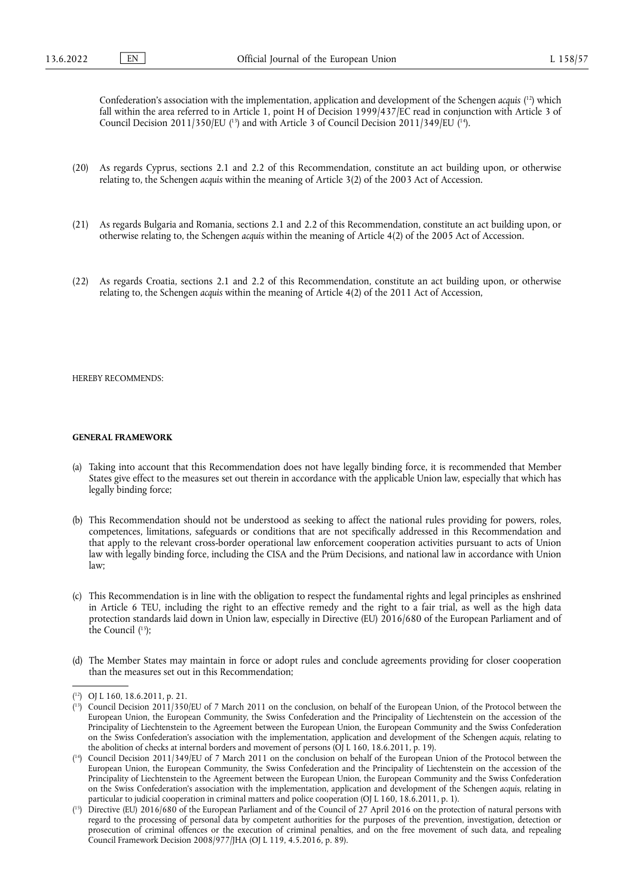Confederation's association with the implementation, application and development of the Schengen *acquis* [12] which fall within the area referred to in Article 1, point H of Decision 1999/437/EC read in conjunction with Article 3 of Council Decision 2011/350/EU [13] and with Article 3 of Council Decision 2011/349/EU [14].

(20) As regards Cyprus, sections 2.1 and 2.2 of this Recommendation, constitute an act building upon, or otherwise relating to, the Schengen *acquis* within the meaning of Article 3(2) of the 2003 Act of Accession.

(21) As regards Bulgaria and Romania, sections 2.1 and 2.2 of this Recommendation, constitute an act building upon, or otherwise relating to, the Schengen *acquis* within the meaning of Article 4(2) of the 2005 Act of Accession.

(22) As regards Croatia, sections 2.1 and 2.2 of this Recommendation, constitute an act building upon, or otherwise relating to, the Schengen *acquis* within the meaning of Article 4(2) of the 2011 Act of Accession,

HEREBY RECOMMENDS:

**GENERAL FRAMEWORK**

(a) Taking into account that this Recommendation does not have legally binding force, it is recommended that Member States give effect to the measures set out therein in accordance with the applicable Union law, especially that which has legally binding force;

(b) This Recommendation should not be understood as seeking to affect the national rules providing for powers, roles, competences, limitations, safeguards or conditions that are not specifically addressed in this Recommendation and that apply to the relevant cross-border operational law enforcement cooperation activities pursuant to acts of Union law with legally binding force, including the CISA and the Prüm Decisions, and national law in accordance with Union law;

(c) This Recommendation is in line with the obligation to respect the fundamental rights and legal principles as enshrined in Article 6 TEU, including the right to an effective remedy and the right to a fair trial, as well as the high data protection standards laid down in Union law, especially in Directive (EU) 2016/680 of the European Parliament and of the Council [15];

(d) The Member States may maintain in force or adopt rules and conclude agreements providing for closer cooperation than the measures set out in this Recommendation;

---

[12] OJ L 160, 18.6.2011, p. 21.

[13] Council Decision 2011/350/EU of 7 March 2011 on the conclusion, on behalf of the European Union, of the Protocol between the European Union, the European Community, the Swiss Confederation and the Principality of Liechtenstein on the accession of the Principality of Liechtenstein to the Agreement between the European Union, the European Community and the Swiss Confederation on the Swiss Confederation's association with the implementation, application and development of the Schengen *acquis*, relating to the abolition of checks at internal borders and movement of persons (OJ L 160, 18.6.2011, p. 19).

[14] Council Decision 2011/349/EU of 7 March 2011 on the conclusion on behalf of the European Union of the Protocol between the European Union, the European Community, the Swiss Confederation and the Principality of Liechtenstein on the accession of the Principality of Liechtenstein to the Agreement between the European Union, the European Community and the Swiss Confederation on the Swiss Confederation's association with the implementation, application and development of the Schengen *acquis*, relating in particular to judicial cooperation in criminal matters and police cooperation (OJ L 160, 18.6.2011, p. 1).

[15] Directive (EU) 2016/680 of the European Parliament and of the Council of 27 April 2016 on the protection of natural persons with regard to the processing of personal data by competent authorities for the purposes of the prevention, investigation, detection or prosecution of criminal offences or the execution of criminal penalties, and on the free movement of such data, and repealing Council Framework Decision 2008/977/JHA (OJ L 119, 4.5.2016, p. 89).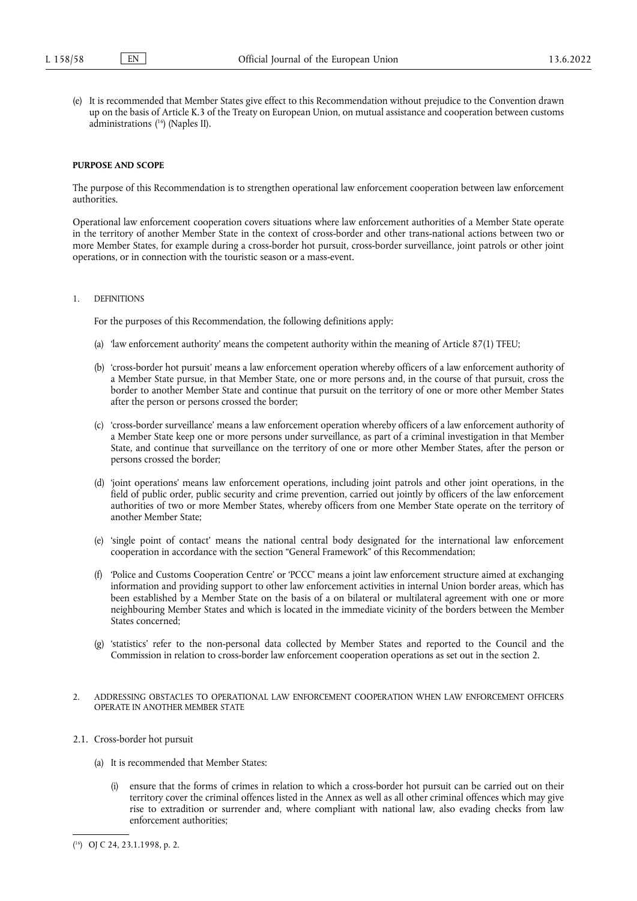(e) It is recommended that Member States give effect to this Recommendation without prejudice to the Convention drawn up on the basis of Article K.3 of the Treaty on European Union, on mutual assistance and cooperation between customs administrations ([16]) (Naples II).

**PURPOSE AND SCOPE**

The purpose of this Recommendation is to strengthen operational law enforcement cooperation between law enforcement authorities.

Operational law enforcement cooperation covers situations where law enforcement authorities of a Member State operate in the territory of another Member State in the context of cross-border and other trans-national actions between two or more Member States, for example during a cross-border hot pursuit, cross-border surveillance, joint patrols or other joint operations, or in connection with the touristic season or a mass-event.

1. DEFINITIONS

For the purposes of this Recommendation, the following definitions apply:

(a) 'law enforcement authority' means the competent authority within the meaning of Article 87(1) TFEU;

(b) 'cross-border hot pursuit' means a law enforcement operation whereby officers of a law enforcement authority of a Member State pursue, in that Member State, one or more persons and, in the course of that pursuit, cross the border to another Member State and continue that pursuit on the territory of one or more other Member States after the person or persons crossed the border;

(c) 'cross-border surveillance' means a law enforcement operation whereby officers of a law enforcement authority of a Member State keep one or more persons under surveillance, as part of a criminal investigation in that Member State, and continue that surveillance on the territory of one or more other Member States, after the person or persons crossed the border;

(d) 'joint operations' means law enforcement operations, including joint patrols and other joint operations, in the field of public order, public security and crime prevention, carried out jointly by officers of the law enforcement authorities of two or more Member States, whereby officers from one Member State operate on the territory of another Member State;

(e) 'single point of contact' means the national central body designated for the international law enforcement cooperation in accordance with the section "General Framework" of this Recommendation;

(f) 'Police and Customs Cooperation Centre' or 'PCCC' means a joint law enforcement structure aimed at exchanging information and providing support to other law enforcement activities in internal Union border areas, which has been established by a Member State on the basis of a on bilateral or multilateral agreement with one or more neighbouring Member States and which is located in the immediate vicinity of the borders between the Member States concerned;

(g) 'statistics' refer to the non-personal data collected by Member States and reported to the Council and the Commission in relation to cross-border law enforcement cooperation operations as set out in the section 2.

2. ADDRESSING OBSTACLES TO OPERATIONAL LAW ENFORCEMENT COOPERATION WHEN LAW ENFORCEMENT OFFICERS OPERATE IN ANOTHER MEMBER STATE

2.1. Cross-border hot pursuit

(a) It is recommended that Member States:

(i) ensure that the forms of crimes in relation to which a cross-border hot pursuit can be carried out on their territory cover the criminal offences listed in the Annex as well as all other criminal offences which may give rise to extradition or surrender and, where compliant with national law, also evading checks from law enforcement authorities;

([16]) OJ C 24, 23.1.1998, p. 2.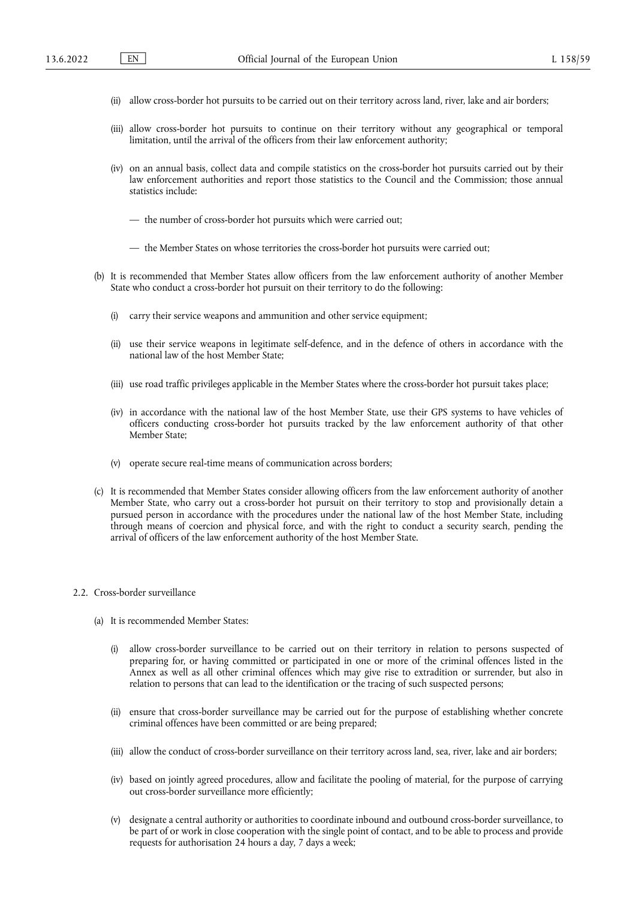(ii) allow cross-border hot pursuits to be carried out on their territory across land, river, lake and air borders;

(iii) allow cross-border hot pursuits to continue on their territory without any geographical or temporal limitation, until the arrival of the officers from their law enforcement authority;

(iv) on an annual basis, collect data and compile statistics on the cross-border hot pursuits carried out by their law enforcement authorities and report those statistics to the Council and the Commission; those annual statistics include:

— the number of cross-border hot pursuits which were carried out;

— the Member States on whose territories the cross-border hot pursuits were carried out;

(b) It is recommended that Member States allow officers from the law enforcement authority of another Member State who conduct a cross-border hot pursuit on their territory to do the following:

(i) carry their service weapons and ammunition and other service equipment;

(ii) use their service weapons in legitimate self-defence, and in the defence of others in accordance with the national law of the host Member State;

(iii) use road traffic privileges applicable in the Member States where the cross-border hot pursuit takes place;

(iv) in accordance with the national law of the host Member State, use their GPS systems to have vehicles of officers conducting cross-border hot pursuits tracked by the law enforcement authority of that other Member State;

(v) operate secure real-time means of communication across borders;

(c) It is recommended that Member States consider allowing officers from the law enforcement authority of another Member State, who carry out a cross-border hot pursuit on their territory to stop and provisionally detain a pursued person in accordance with the procedures under the national law of the host Member State, including through means of coercion and physical force, and with the right to conduct a security search, pending the arrival of officers of the law enforcement authority of the host Member State.

2.2. Cross-border surveillance

(a) It is recommended Member States:

(i) allow cross-border surveillance to be carried out on their territory in relation to persons suspected of preparing for, or having committed or participated in one or more of the criminal offences listed in the Annex as well as all other criminal offences which may give rise to extradition or surrender, but also in relation to persons that can lead to the identification or the tracing of such suspected persons;

(ii) ensure that cross-border surveillance may be carried out for the purpose of establishing whether concrete criminal offences have been committed or are being prepared;

(iii) allow the conduct of cross-border surveillance on their territory across land, sea, river, lake and air borders;

(iv) based on jointly agreed procedures, allow and facilitate the pooling of material, for the purpose of carrying out cross-border surveillance more efficiently;

(v) designate a central authority or authorities to coordinate inbound and outbound cross-border surveillance, to be part of or work in close cooperation with the single point of contact, and to be able to process and provide requests for authorisation 24 hours a day, 7 days a week;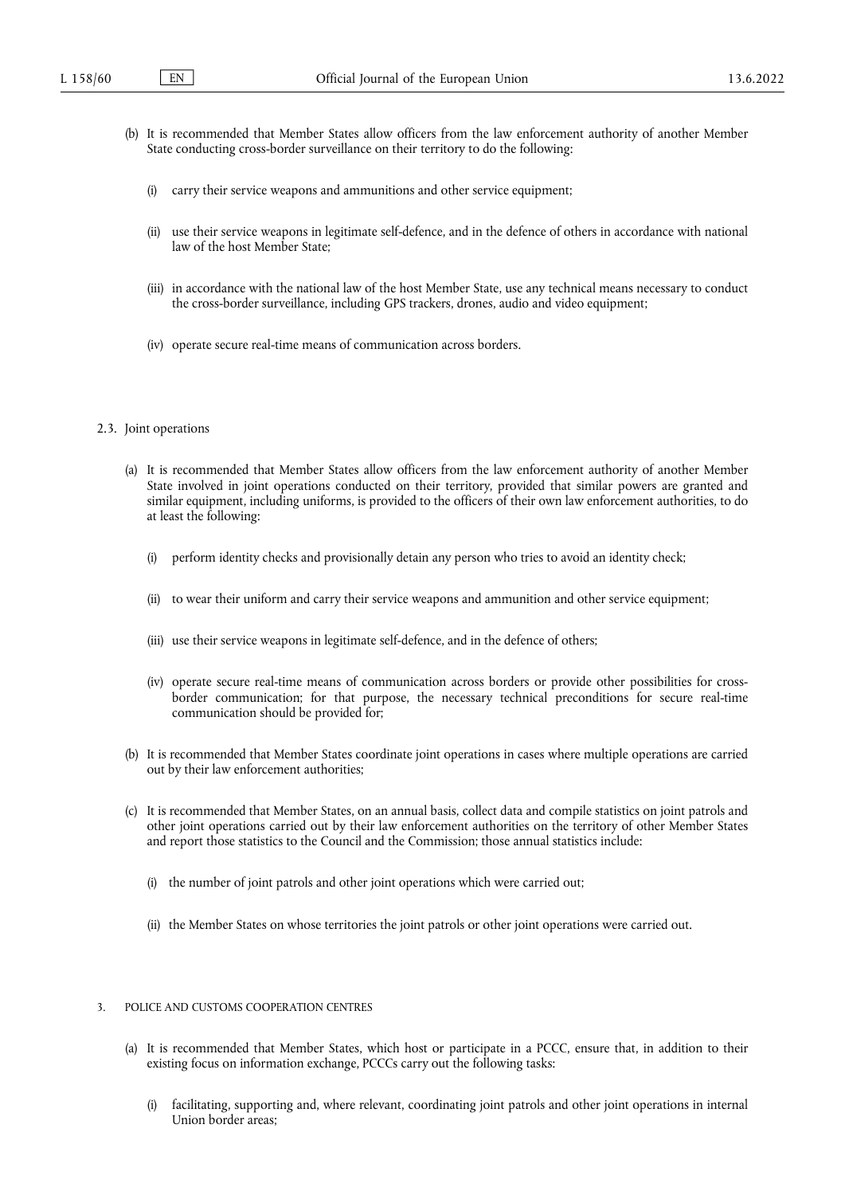(b) It is recommended that Member States allow officers from the law enforcement authority of another Member State conducting cross-border surveillance on their territory to do the following:

(i) carry their service weapons and ammunitions and other service equipment;

(ii) use their service weapons in legitimate self-defence, and in the defence of others in accordance with national law of the host Member State;

(iii) in accordance with the national law of the host Member State, use any technical means necessary to conduct the cross-border surveillance, including GPS trackers, drones, audio and video equipment;

(iv) operate secure real-time means of communication across borders.

## 2.3. Joint operations

(a) It is recommended that Member States allow officers from the law enforcement authority of another Member State involved in joint operations conducted on their territory, provided that similar powers are granted and similar equipment, including uniforms, is provided to the officers of their own law enforcement authorities, to do at least the following:

(i) perform identity checks and provisionally detain any person who tries to avoid an identity check;

(ii) to wear their uniform and carry their service weapons and ammunition and other service equipment;

(iii) use their service weapons in legitimate self-defence, and in the defence of others;

(iv) operate secure real-time means of communication across borders or provide other possibilities for cross-border communication; for that purpose, the necessary technical preconditions for secure real-time communication should be provided for;

(b) It is recommended that Member States coordinate joint operations in cases where multiple operations are carried out by their law enforcement authorities;

(c) It is recommended that Member States, on an annual basis, collect data and compile statistics on joint patrols and other joint operations carried out by their law enforcement authorities on the territory of other Member States and report those statistics to the Council and the Commission; those annual statistics include:

(i) the number of joint patrols and other joint operations which were carried out;

(ii) the Member States on whose territories the joint patrols or other joint operations were carried out.

## 3. POLICE AND CUSTOMS COOPERATION CENTRES

(a) It is recommended that Member States, which host or participate in a PCCC, ensure that, in addition to their existing focus on information exchange, PCCCs carry out the following tasks:

(i) facilitating, supporting and, where relevant, coordinating joint patrols and other joint operations in internal Union border areas;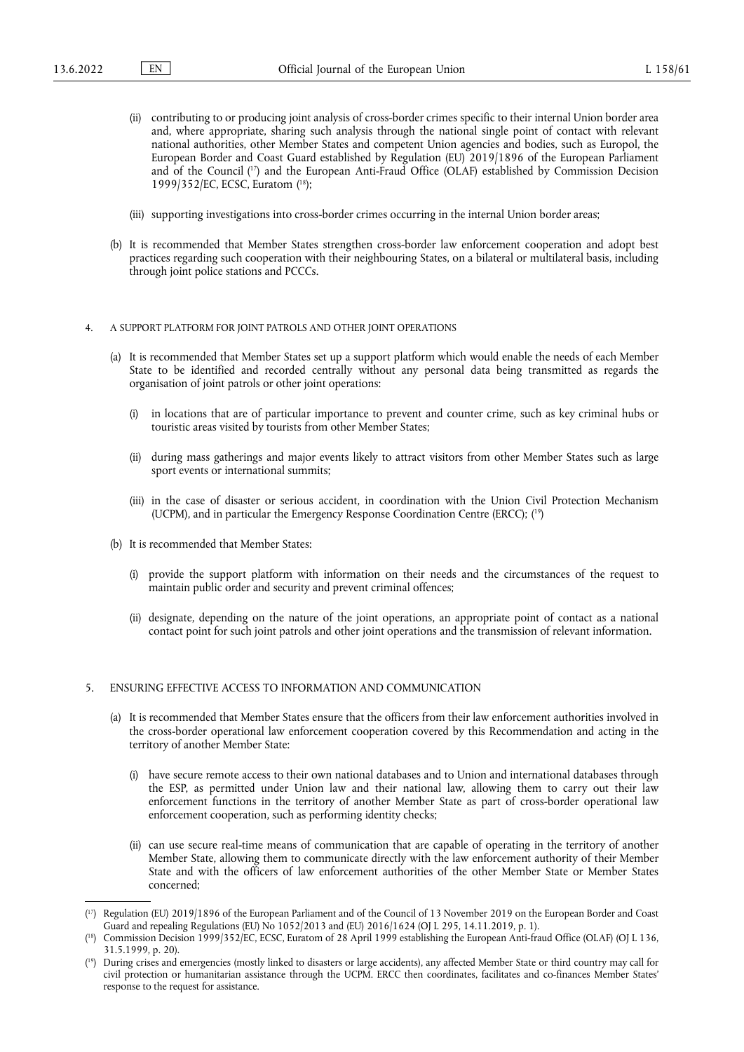(ii) contributing to or producing joint analysis of cross-border crimes specific to their internal Union border area and, where appropriate, sharing such analysis through the national single point of contact with relevant national authorities, other Member States and competent Union agencies and bodies, such as Europol, the European Border and Coast Guard established by Regulation (EU) 2019/1896 of the European Parliament and of the Council [17] and the European Anti-Fraud Office (OLAF) established by Commission Decision 1999/352/EC, ECSC, Euratom [18];

(iii) supporting investigations into cross-border crimes occurring in the internal Union border areas;

(b) It is recommended that Member States strengthen cross-border law enforcement cooperation and adopt best practices regarding such cooperation with their neighbouring States, on a bilateral or multilateral basis, including through joint police stations and PCCCs.

## 4. A SUPPORT PLATFORM FOR JOINT PATROLS AND OTHER JOINT OPERATIONS

(a) It is recommended that Member States set up a support platform which would enable the needs of each Member State to be identified and recorded centrally without any personal data being transmitted as regards the organisation of joint patrols or other joint operations:

(i) in locations that are of particular importance to prevent and counter crime, such as key criminal hubs or touristic areas visited by tourists from other Member States;

(ii) during mass gatherings and major events likely to attract visitors from other Member States such as large sport events or international summits;

(iii) in the case of disaster or serious accident, in coordination with the Union Civil Protection Mechanism (UCPM), and in particular the Emergency Response Coordination Centre (ERCC); [19]

(b) It is recommended that Member States:

(i) provide the support platform with information on their needs and the circumstances of the request to maintain public order and security and prevent criminal offences;

(ii) designate, depending on the nature of the joint operations, an appropriate point of contact as a national contact point for such joint patrols and other joint operations and the transmission of relevant information.

## 5. ENSURING EFFECTIVE ACCESS TO INFORMATION AND COMMUNICATION

(a) It is recommended that Member States ensure that the officers from their law enforcement authorities involved in the cross-border operational law enforcement cooperation covered by this Recommendation and acting in the territory of another Member State:

(i) have secure remote access to their own national databases and to Union and international databases through the ESP, as permitted under Union law and their national law, allowing them to carry out their law enforcement functions in the territory of another Member State as part of cross-border operational law enforcement cooperation, such as performing identity checks;

(ii) can use secure real-time means of communication that are capable of operating in the territory of another Member State, allowing them to communicate directly with the law enforcement authority of their Member State and with the officers of law enforcement authorities of the other Member State or Member States concerned;

---

[17] Regulation (EU) 2019/1896 of the European Parliament and of the Council of 13 November 2019 on the European Border and Coast Guard and repealing Regulations (EU) No 1052/2013 and (EU) 2016/1624 (OJ L 295, 14.11.2019, p. 1).

[18] Commission Decision 1999/352/EC, ECSC, Euratom of 28 April 1999 establishing the European Anti-fraud Office (OLAF) (OJ L 136, 31.5.1999, p. 20).

[19] During crises and emergencies (mostly linked to disasters or large accidents), any affected Member State or third country may call for civil protection or humanitarian assistance through the UCPM. ERCC then coordinates, facilitates and co-finances Member States' response to the request for assistance.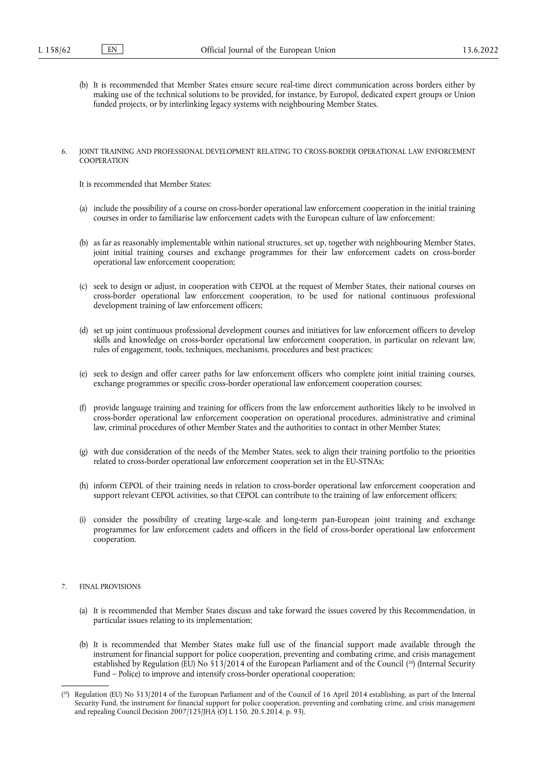(b) It is recommended that Member States ensure secure real-time direct communication across borders either by making use of the technical solutions to be provided, for instance, by Europol, dedicated expert groups or Union funded projects, or by interlinking legacy systems with neighbouring Member States.

## 6. JOINT TRAINING AND PROFESSIONAL DEVELOPMENT RELATING TO CROSS-BORDER OPERATIONAL LAW ENFORCEMENT COOPERATION

It is recommended that Member States:

(a) include the possibility of a course on cross-border operational law enforcement cooperation in the initial training courses in order to familiarise law enforcement cadets with the European culture of law enforcement;

(b) as far as reasonably implementable within national structures, set up, together with neighbouring Member States, joint initial training courses and exchange programmes for their law enforcement cadets on cross-border operational law enforcement cooperation;

(c) seek to design or adjust, in cooperation with CEPOL at the request of Member States, their national courses on cross-border operational law enforcement cooperation, to be used for national continuous professional development training of law enforcement officers;

(d) set up joint continuous professional development courses and initiatives for law enforcement officers to develop skills and knowledge on cross-border operational law enforcement cooperation, in particular on relevant law, rules of engagement, tools, techniques, mechanisms, procedures and best practices;

(e) seek to design and offer career paths for law enforcement officers who complete joint initial training courses, exchange programmes or specific cross-border operational law enforcement cooperation courses;

(f) provide language training and training for officers from the law enforcement authorities likely to be involved in cross-border operational law enforcement cooperation on operational procedures, administrative and criminal law, criminal procedures of other Member States and the authorities to contact in other Member States;

(g) with due consideration of the needs of the Member States, seek to align their training portfolio to the priorities related to cross-border operational law enforcement cooperation set in the EU-STNAs;

(h) inform CEPOL of their training needs in relation to cross-border operational law enforcement cooperation and support relevant CEPOL activities, so that CEPOL can contribute to the training of law enforcement officers;

(i) consider the possibility of creating large-scale and long-term pan-European joint training and exchange programmes for law enforcement cadets and officers in the field of cross-border operational law enforcement cooperation.

## 7. FINAL PROVISIONS

(a) It is recommended that Member States discuss and take forward the issues covered by this Recommendation, in particular issues relating to its implementation;

(b) It is recommended that Member States make full use of the financial support made available through the instrument for financial support for police cooperation, preventing and combating crime, and crisis management established by Regulation (EU) No 513/2014 of the European Parliament and of the Council [20] (Internal Security Fund – Police) to improve and intensify cross-border operational cooperation;

---

[20] Regulation (EU) No 513/2014 of the European Parliament and of the Council of 16 April 2014 establishing, as part of the Internal Security Fund, the instrument for financial support for police cooperation, preventing and combating crime, and crisis management and repealing Council Decision 2007/125/JHA (OJ L 150, 20.5.2014, p. 93).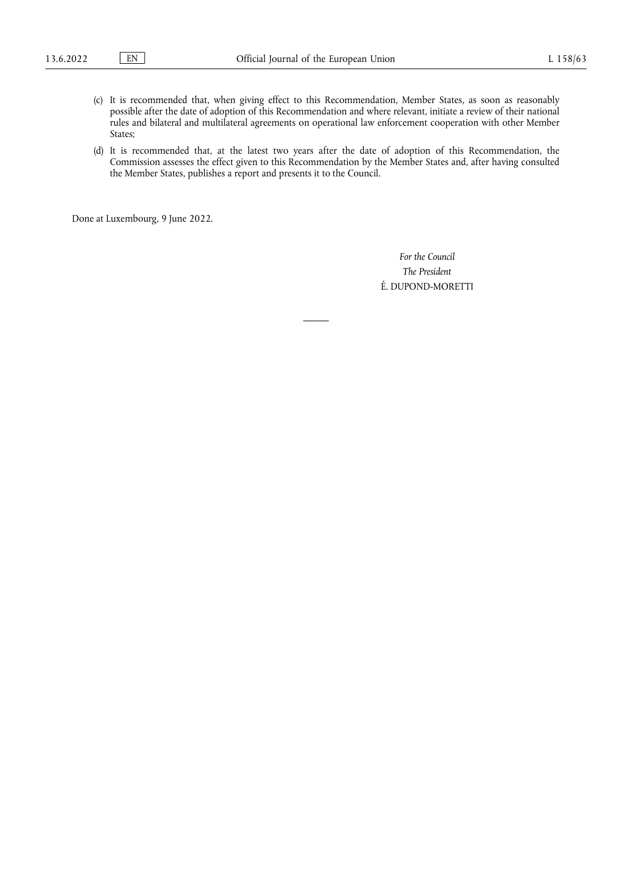(c) It is recommended that, when giving effect to this Recommendation, Member States, as soon as reasonably possible after the date of adoption of this Recommendation and where relevant, initiate a review of their national rules and bilateral and multilateral agreements on operational law enforcement cooperation with other Member States;

(d) It is recommended that, at the latest two years after the date of adoption of this Recommendation, the Commission assesses the effect given to this Recommendation by the Member States and, after having consulted the Member States, publishes a report and presents it to the Council.

Done at Luxembourg, 9 June 2022.

*For the Council*

*The President*

É. DUPOND-MORETTI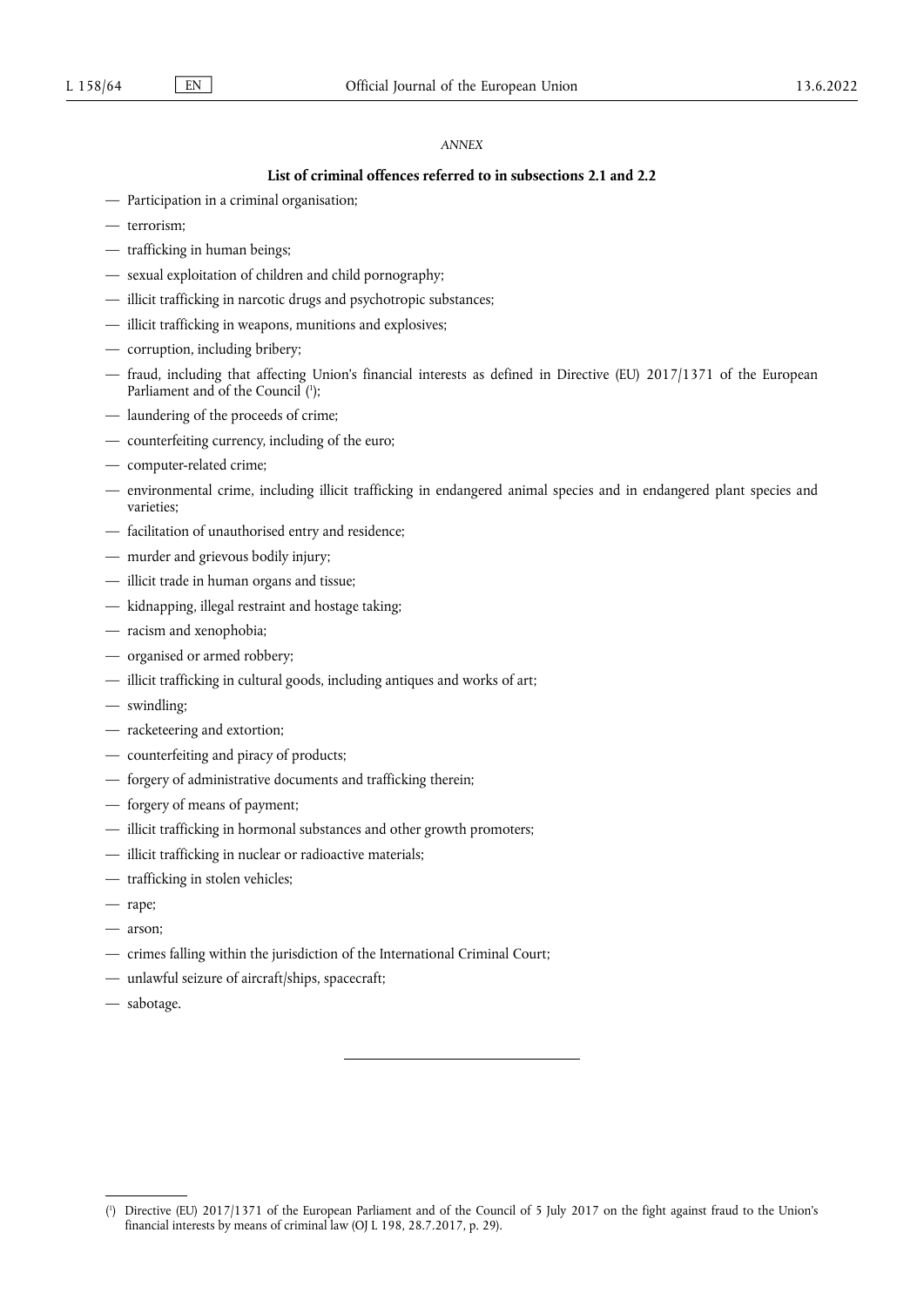*ANNEX*

## List of criminal offences referred to in subsections 2.1 and 2.2

- Participation in a criminal organisation;
- terrorism;
- trafficking in human beings;
- sexual exploitation of children and child pornography;
- illicit trafficking in narcotic drugs and psychotropic substances;
- illicit trafficking in weapons, munitions and explosives;
- corruption, including bribery;
- fraud, including that affecting Union's financial interests as defined in Directive (EU) 2017/1371 of the European Parliament and of the Council [1];
- laundering of the proceeds of crime;
- counterfeiting currency, including of the euro;
- computer-related crime;
- environmental crime, including illicit trafficking in endangered animal species and in endangered plant species and varieties;
- facilitation of unauthorised entry and residence;
- murder and grievous bodily injury;
- illicit trade in human organs and tissue;
- kidnapping, illegal restraint and hostage taking;
- racism and xenophobia;
- organised or armed robbery;
- illicit trafficking in cultural goods, including antiques and works of art;
- swindling;
- racketeering and extortion;
- counterfeiting and piracy of products;
- forgery of administrative documents and trafficking therein;
- forgery of means of payment;
- illicit trafficking in hormonal substances and other growth promoters;
- illicit trafficking in nuclear or radioactive materials;
- trafficking in stolen vehicles;
- rape;
- arson;
- crimes falling within the jurisdiction of the International Criminal Court;
- unlawful seizure of aircraft/ships, spacecraft;
- sabotage.

---

[1] Directive (EU) 2017/1371 of the European Parliament and of the Council of 5 July 2017 on the fight against fraud to the Union's financial interests by means of criminal law (OJ L 198, 28.7.2017, p. 29).